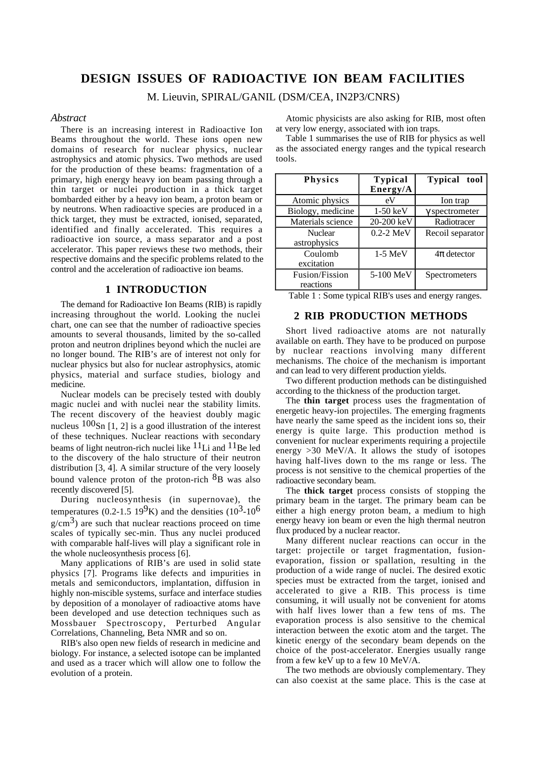# DESIGN ISSUES OF RADIOACTIVE ION BEAM FACILITIES

M. Lieuvin, SPIRAL/GANIL (DSM/CEA, IN2P3/CNRS)

### *Abstract*

There is an increasing interest in Radioactive Ion Beams throughout the world. These ions open new domains of research for nuclear physics, nuclear astrophysics and atomic physics. Two methods are used for the production of these beams: fragmentation of a primary, high energy heavy ion beam passing through a thin target or nuclei production in a thick target bombarded either by a heavy ion beam, a proton beam or by neutrons. When radioactive species are produced in a thick target, they must be extracted, ionised, separated, identified and finally accelerated. This requires a radioactive ion source, a mass separator and a post accelerator. This paper reviews these two methods, their respective domains and the specific problems related to the control and the acceleration of radioactive ion beams.

## 1 INTRODUCTION

The demand for Radioactive Ion Beams (RIB) is rapidly increasing throughout the world. Looking the nuclei chart, one can see that the number of radioactive species amounts to several thousands, limited by the so-called proton and neutron driplines beyond which the nuclei are no longer bound. The RIB's are of interest not only for nuclear physics but also for nuclear astrophysics, atomic physics, material and surface studies, biology and medicine.

Nuclear models can be precisely tested with doubly magic nuclei and with nuclei near the stability limits. The recent discovery of the heaviest doubly magic nucleus $^{100}Sn$ [1, 2] is a good illustration of the interest of these techniques. Nuclear reactions with secondary beams of light neutron-rich nuclei like $^{11}Li$ and $^{11}Be$ led to the discovery of the halo structure of their neutron distribution [3, 4]. A similar structure of the very loosely bound valence proton of the proton-rich $^{8}B$ was also recently discovered [5].

During nucleosynthesis (in supernovae), the temperatures (0.2-1.5 $19^{9}$K) and the densities ($10^{3}$-$10^{6}$ g/cm$^{3}$) are such that nuclear reactions proceed on time scales of typically sec-min. Thus any nuclei produced with comparable half-lives will play a significant role in the whole nucleosynthesis process [6].

Many applications of RIB's are used in solid state physics [7]. Programs like defects and impurities in metals and semiconductors, implantation, diffusion in highly non-miscible systems, surface and interface studies by deposition of a monolayer of radioactive atoms have been developed and use detection techniques such as Mossbauer Spectroscopy, Perturbed Angular Correlations, Channeling, Beta NMR and so on.

RIB's also open new fields of research in medicine and biology. For instance, a selected isotope can be implanted and used as a tracer which will allow one to follow the evolution of a protein.

Atomic physicists are also asking for RIB, most often at very low energy, associated with ion traps.

Table 1 summarises the use of RIB for physics as well as the associated energy ranges and the typical research tools.

| Physics | Typical Energy/A | Typical tool |
|---|---|---|
| Atomic physics | eV | Ion trap |
| Biology, medicine | 1-50 keV | γ spectrometer |
| Materials science | 20-200 keV | Radiotracer |
| Nuclear astrophysics | 0.2-2 MeV | Recoil separator |
| Coulomb excitation | 1-5 MeV | 4π detector |
| Fusion/Fission reactions | 5-100 MeV | Spectrometers |

Table 1 : Some typical RIB's uses and energy ranges.

## 2 RIB PRODUCTION METHODS

Short lived radioactive atoms are not naturally available on earth. They have to be produced on purpose by nuclear reactions involving many different mechanisms. The choice of the mechanism is important and can lead to very different production yields.

Two different production methods can be distinguished according to the thickness of the production target.

The **thin target** process uses the fragmentation of energetic heavy-ion projectiles. The emerging fragments have nearly the same speed as the incident ions so, their energy is quite large. This production method is convenient for nuclear experiments requiring a projectile energy >30 MeV/A. It allows the study of isotopes having half-lives down to the ms range or less. The process is not sensitive to the chemical properties of the radioactive secondary beam.

The **thick target** process consists of stopping the primary beam in the target. The primary beam can be either a high energy proton beam, a medium to high energy heavy ion beam or even the high thermal neutron flux produced by a nuclear reactor.

Many different nuclear reactions can occur in the target: projectile or target fragmentation, fusion-evaporation, fission or spallation, resulting in the production of a wide range of nuclei. The desired exotic species must be extracted from the target, ionised and accelerated to give a RIB. This process is time consuming, it will usually not be convenient for atoms with half lives lower than a few tens of ms. The evaporation process is also sensitive to the chemical interaction between the exotic atom and the target. The kinetic energy of the secondary beam depends on the choice of the post-accelerator. Energies usually range from a few keV up to a few 10 MeV/A.

The two methods are obviously complementary. They can also coexist at the same place. This is the case at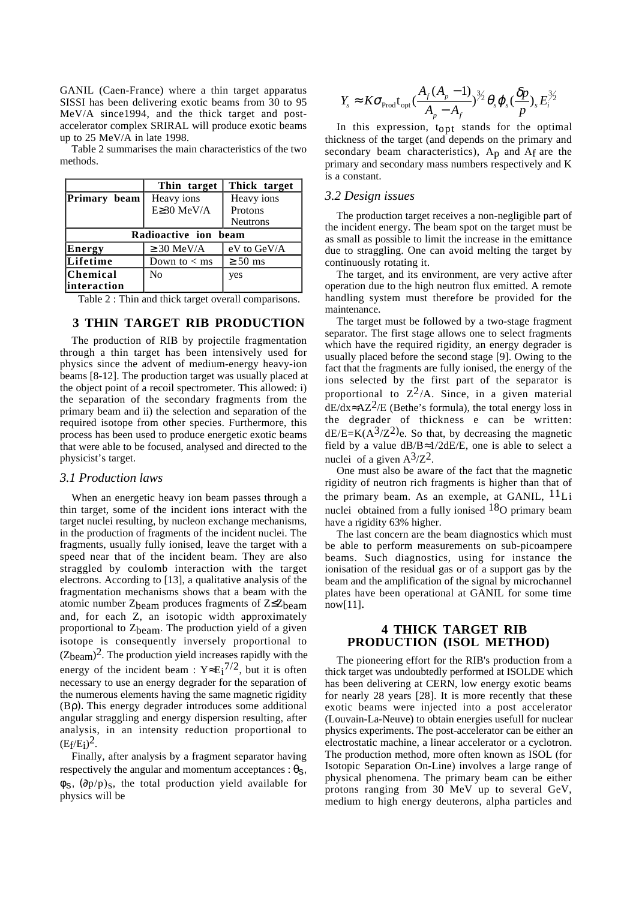GANIL (Caen-France) where a thin target apparatus SISSI has been delivering exotic beams from 30 to 95 MeV/A since1994, and the thick target and post-accelerator complex SRIRAL will produce exotic beams up to 25 MeV/A in late 1998.

Table 2 summarises the main characteristics of the two methods.

| | Thin target | Thick target |
|---|---|---|
| **Primary beam** | Heavy ions<br>E≥30 MeV/A | Heavy ions<br>Protons<br>Neutrons |
| **Radioactive ion beam** | | |
| **Energy** | ≥ 30 MeV/A | eV to GeV/A |
| **Lifetime** | Down to < ms | ≥ 50 ms |
| **Chemical interaction** | No | yes |

Table 2 : Thin and thick target overall comparisons.

## 3 THIN TARGET RIB PRODUCTION

The production of RIB by projectile fragmentation through a thin target has been intensively used for physics since the advent of medium-energy heavy-ion beams [8-12]. The production target was usually placed at the object point of a recoil spectrometer. This allowed: i) the separation of the secondary fragments from the primary beam and ii) the selection and separation of the required isotope from other species. Furthermore, this process has been used to produce energetic exotic beams that were able to be focused, analysed and directed to the physicist's target.

### 3.1 Production laws

When an energetic heavy ion beam passes through a thin target, some of the incident ions interact with the target nuclei resulting, by nucleon exchange mechanisms, in the production of fragments of the incident nuclei. The fragments, usually fully ionised, leave the target with a speed near that of the incident beam. They are also straggled by coulomb interaction with the target electrons. According to [13], a qualitative analysis of the fragmentation mechanisms shows that a beam with the atomic number $Z_{beam}$ produces fragments of $Z \leq Z_{beam}$ and, for each Z, an isotopic width approximately proportional to $Z_{beam}$. The production yield of a given isotope is consequently inversely proportional to $(Z_{beam})^2$. The production yield increases rapidly with the energy of the incident beam : $Y \approx E_i^{7/2}$, but it is often necessary to use an energy degrader for the separation of the numerous elements having the same magnetic rigidity (Bρ). This energy degrader introduces some additional angular straggling and energy dispersion resulting, after analysis, in an intensity reduction proportional to $(E_f/E_i)^2$.

Finally, after analysis by a fragment separator having respectively the angular and momentum acceptances : $\theta_S$, $\varphi_S$, $(\partial p/p)_S$, the total production yield available for physics will be

$$Y_s \approx K \sigma_{\text{Prod}} t_{\text{opt}} \left(\frac{A_f(A_p - 1)}{A_p - A_f}\right)^{3/2} \theta_s \varphi_s \left(\frac{\delta p}{p}\right)_s E_i^{3/2}$$

In this expression, $t_{opt}$ stands for the optimal thickness of the target (and depends on the primary and secondary beam characteristics), $A_p$ and $A_f$ are the primary and secondary mass numbers respectively and K is a constant.

### 3.2 Design issues

The production target receives a non-negligible part of the incident energy. The beam spot on the target must be as small as possible to limit the increase in the emittance due to straggling. One can avoid melting the target by continuously rotating it.

The target, and its environment, are very active after operation due to the high neutron flux emitted. A remote handling system must therefore be provided for the maintenance.

The target must be followed by a two-stage fragment separator. The first stage allows one to select fragments which have the required rigidity, an energy degrader is usually placed before the second stage [9]. Owing to the fact that the fragments are fully ionised, the energy of the ions selected by the first part of the separator is proportional to $Z^2/A$. Since, in a given material $dE/dx \approx AZ^2/E$ (Bethe's formula), the total energy loss in the degrader of thickness e can be written: $dE/E = K(A^3/Z^2)e$. So that, by decreasing the magnetic field by a value $dB/B \approx 1/2 dE/E$, one is able to select a nuclei of a given $A^3/Z^2$.

One must also be aware of the fact that the magnetic rigidity of neutron rich fragments is higher than that of the primary beam. As an exemple, at GANIL, $^{11}Li$ nuclei obtained from a fully ionised $^{18}O$ primary beam have a rigidity 63% higher.

The last concern are the beam diagnostics which must be able to perform measurements on sub-picoampere beams. Such diagnostics, using for instance the ionisation of the residual gas or of a support gas by the beam and the amplification of the signal by microchannel plates have been operational at GANIL for some time now[11].

## 4 THICK TARGET RIB PRODUCTION (ISOL METHOD)

The pioneering effort for the RIB's production from a thick target was undoubtedly performed at ISOLDE which has been delivering at CERN, low energy exotic beams for nearly 28 years [28]. It is more recently that these exotic beams were injected into a post accelerator (Louvain-La-Neuve) to obtain energies usefull for nuclear physics experiments. The post-accelerator can be either an electrostatic machine, a linear accelerator or a cyclotron. The production method, more often known as ISOL (for Isotopic Separation On-Line) involves a large range of physical phenomena. The primary beam can be either protons ranging from 30 MeV up to several GeV, medium to high energy deuterons, alpha particles and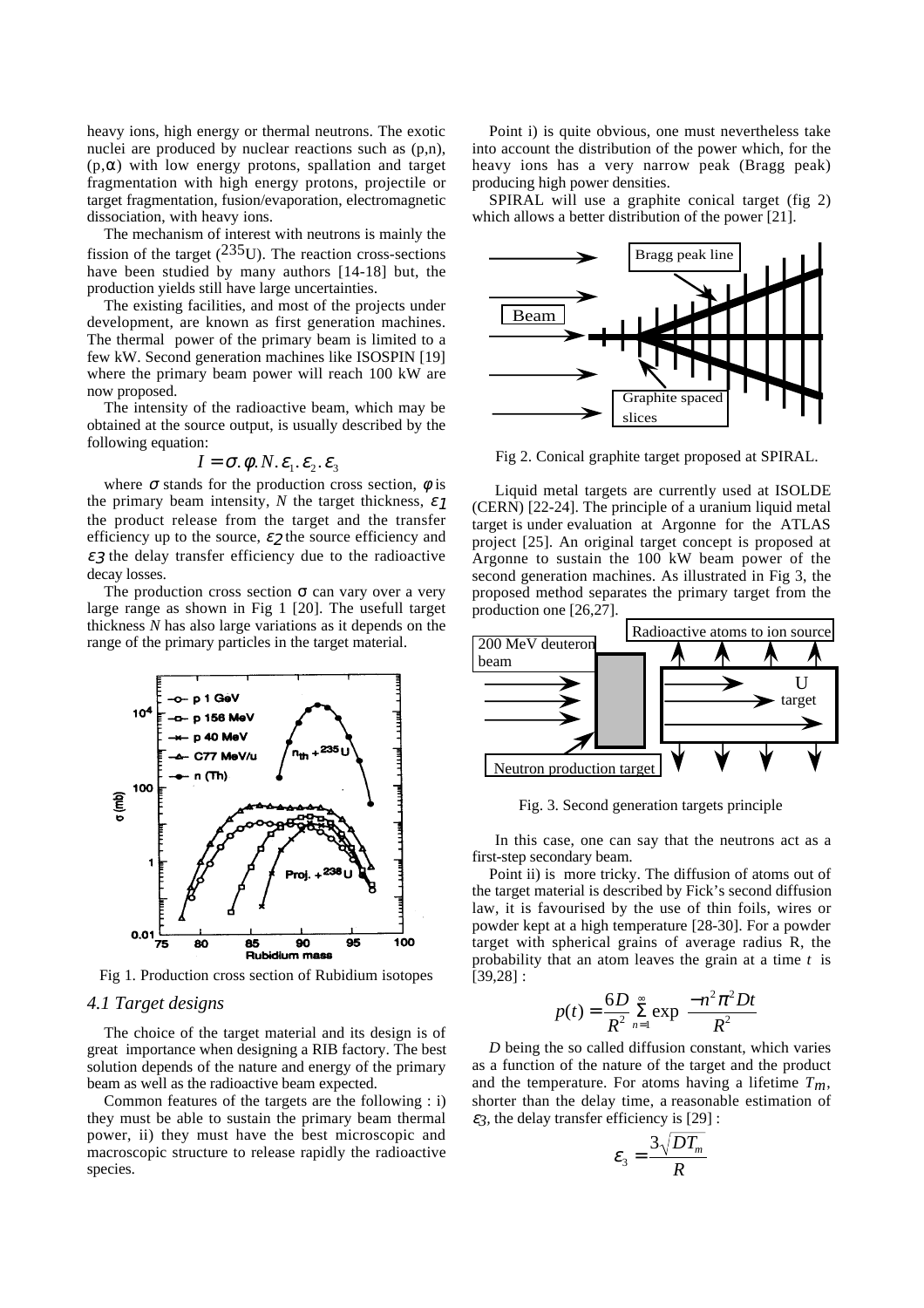heavy ions, high energy or thermal neutrons. The exotic nuclei are produced by nuclear reactions such as (p,n), (p,α) with low energy protons, spallation and target fragmentation with high energy protons, projectile or target fragmentation, fusion/evaporation, electromagnetic dissociation, with heavy ions.

The mechanism of interest with neutrons is mainly the fission of the target ($^{235}$U). The reaction cross-sections have been studied by many authors [14-18] but, the production yields still have large uncertainties.

The existing facilities, and most of the projects under development, are known as first generation machines. The thermal power of the primary beam is limited to a few kW. Second generation machines like ISOSPIN [19] where the primary beam power will reach 100 kW are now proposed.

The intensity of the radioactive beam, which may be obtained at the source output, is usually described by the following equation:

$$I = \sigma.\phi.N.\varepsilon_1.\varepsilon_2.\varepsilon_3$$

where $\sigma$ stands for the production cross section, $\phi$ is the primary beam intensity, *N* the target thickness, $\varepsilon_1$ the product release from the target and the transfer efficiency up to the source, $\varepsilon_2$ the source efficiency and $\varepsilon_3$ the delay transfer efficiency due to the radioactive decay losses.

The production cross section σ can vary over a very large range as shown in Fig 1 [20]. The usefull target thickness *N* has also large variations as it depends on the range of the primary particles in the target material.

Fig 1. Production cross section of Rubidium isotopes

### 4.1 Target designs

The choice of the target material and its design is of great importance when designing a RIB factory. The best solution depends of the nature and energy of the primary beam as well as the radioactive beam expected.

Common features of the targets are the following : i) they must be able to sustain the primary beam thermal power, ii) they must have the best microscopic and macroscopic structure to release rapidly the radioactive species.

Point i) is quite obvious, one must nevertheless take into account the distribution of the power which, for the heavy ions has a very narrow peak (Bragg peak) producing high power densities.

SPIRAL will use a graphite conical target (fig 2) which allows a better distribution of the power [21].

Fig 2. Conical graphite target proposed at SPIRAL.

Liquid metal targets are currently used at ISOLDE (CERN) [22-24]. The principle of a uranium liquid metal target is under evaluation at Argonne for the ATLAS project [25]. An original target concept is proposed at Argonne to sustain the 100 kW beam power of the second generation machines. As illustrated in Fig 3, the proposed method separates the primary target from the production one [26,27].

Fig. 3. Second generation targets principle

In this case, one can say that the neutrons act as a first-step secondary beam.

Point ii) is more tricky. The diffusion of atoms out of the target material is described by Fick's second diffusion law, it is favourised by the use of thin foils, wires or powder kept at a high temperature [28-30]. For a powder target with spherical grains of average radius R, the probability that an atom leaves the grain at a time *t* is [39,28] :

$$p(t) = \frac{6D}{R^2} \sum_{n=1}^{\infty} \exp\left(\frac{-n^2\pi^2 Dt}{R^2}\right)$$

*D* being the so called diffusion constant, which varies as a function of the nature of the target and the product and the temperature. For atoms having a lifetime $T_m$, shorter than the delay time, a reasonable estimation of $\varepsilon_3$, the delay transfer efficiency is [29] :

$$\varepsilon_3 = \frac{3\sqrt{DT_m}}{R}$$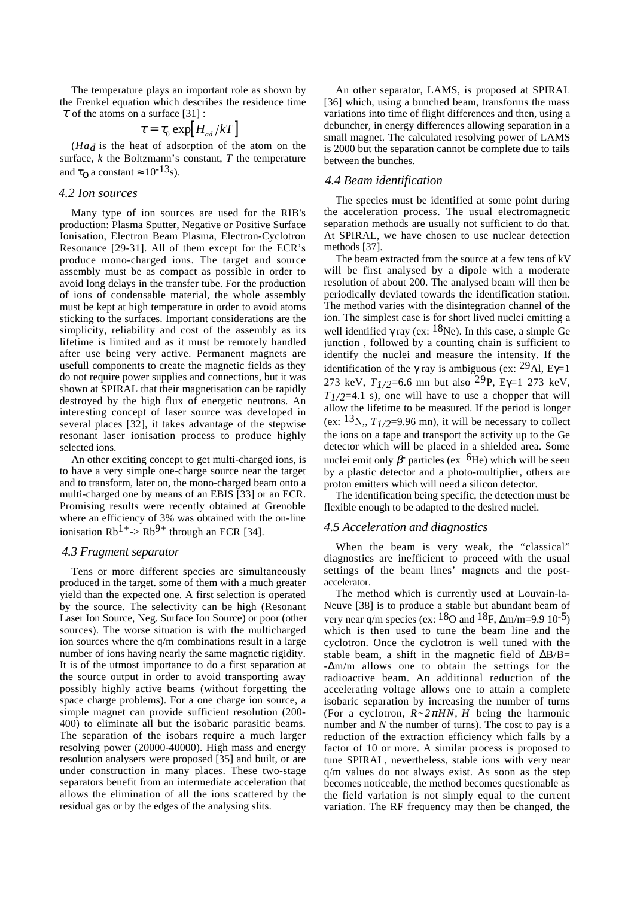The temperature plays an important role as shown by the Frenkel equation which describes the residence time $\tau$ of the atoms on a surface [31] :

$$\tau = \tau_0 \exp\left[H_{ad}/kT\right]$$

($Ha_d$ is the heat of adsorption of the atom on the surface, $k$ the Boltzmann's constant, $T$ the temperature and $\tau_0$ a constant $\approx 10^{-13}$s).

### 4.2 Ion sources

Many type of ion sources are used for the RIB's production: Plasma Sputter, Negative or Positive Surface Ionisation, Electron Beam Plasma, Electron-Cyclotron Resonance [29-31]. All of them except for the ECR's produce mono-charged ions. The target and source assembly must be as compact as possible in order to avoid long delays in the transfer tube. For the production of ions of condensable material, the whole assembly must be kept at high temperature in order to avoid atoms sticking to the surfaces. Important considerations are the simplicity, reliability and cost of the assembly as its lifetime is limited and as it must be remotely handled after use being very active. Permanent magnets are usefull components to create the magnetic fields as they do not require power supplies and connections, but it was shown at SPIRAL that their magnetisation can be rapidly destroyed by the high flux of energetic neutrons. An interesting concept of laser source was developed in several places [32], it takes advantage of the stepwise resonant laser ionisation process to produce highly selected ions.

An other exciting concept to get multi-charged ions, is to have a very simple one-charge source near the target and to transform, later on, the mono-charged beam onto a multi-charged one by means of an EBIS [33] or an ECR. Promising results were recently obtained at Grenoble where an efficiency of 3% was obtained with the on-line ionisation $Rb^{1+}$-> $Rb^{9+}$ through an ECR [34].

### 4.3 Fragment separator

Tens or more different species are simultaneously produced in the target. some of them with a much greater yield than the expected one. A first selection is operated by the source. The selectivity can be high (Resonant Laser Ion Source, Neg. Surface Ion Source) or poor (other sources). The worse situation is with the multicharged ion sources where the q/m combinations result in a large number of ions having nearly the same magnetic rigidity. It is of the utmost importance to do a first separation at the source output in order to avoid transporting away possibly highly active beams (without forgetting the space charge problems). For a one charge ion source, a simple magnet can provide sufficient resolution (200-400) to eliminate all but the isobaric parasitic beams. The separation of the isobars require a much larger resolving power (20000-40000). High mass and energy resolution analysers were proposed [35] and built, or are under construction in many places. These two-stage separators benefit from an intermediate acceleration that allows the elimination of all the ions scattered by the residual gas or by the edges of the analysing slits.

An other separator, LAMS, is proposed at SPIRAL [36] which, using a bunched beam, transforms the mass variations into time of flight differences and then, using a debuncher, in energy differences allowing separation in a small magnet. The calculated resolving power of LAMS is 2000 but the separation cannot be complete due to tails between the bunches.

### 4.4 Beam identification

The species must be identified at some point during the acceleration process. The usual electromagnetic separation methods are usually not sufficient to do that. At SPIRAL, we have chosen to use nuclear detection methods [37].

The beam extracted from the source at a few tens of kV will be first analysed by a dipole with a moderate resolution of about 200. The analysed beam will then be periodically deviated towards the identification station. The method varies with the disintegration channel of the ion. The simplest case is for short lived nuclei emitting a well identified $\gamma$ ray (ex: $^{18}$Ne). In this case, a simple Ge junction , followed by a counting chain is sufficient to identify the nuclei and measure the intensity. If the identification of the $\gamma$ ray is ambiguous (ex: $^{29}$Al, $E\gamma$=1 273 keV, $T_{1/2}$=6.6 mn but also $^{29}$P, $E\gamma$=1 273 keV, $T_{1/2}$=4.1 s), one will have to use a chopper that will allow the lifetime to be measured. If the period is longer (ex: $^{13}$N,, $T_{1/2}$=9.96 mn), it will be necessary to collect the ions on a tape and transport the activity up to the Ge detector which will be placed in a shielded area. Some nuclei emit only $\beta^-$ particles (ex $^{6}$He) which will be seen by a plastic detector and a photo-multiplier, others are proton emitters which will need a silicon detector.

The identification being specific, the detection must be flexible enough to be adapted to the desired nuclei.

### 4.5 Acceleration and diagnostics

When the beam is very weak, the "classical" diagnostics are inefficient to proceed with the usual settings of the beam lines' magnets and the post-accelerator.

The method which is currently used at Louvain-la-Neuve [38] is to produce a stable but abundant beam of very near q/m species (ex: $^{18}$O and $^{18}$F, $\Delta$m/m=9.9 $10^{-5}$) which is then used to tune the beam line and the cyclotron. Once the cyclotron is well tuned with the stable beam, a shift in the magnetic field of $\Delta$B/B= -$\Delta$m/m allows one to obtain the settings for the radioactive beam. An additional reduction of the accelerating voltage allows one to attain a complete isobaric separation by increasing the number of turns (For a cyclotron, $R \sim 2\pi HN$, $H$ being the harmonic number and $N$ the number of turns). The cost to pay is a reduction of the extraction efficiency which falls by a factor of 10 or more. A similar process is proposed to tune SPIRAL, nevertheless, stable ions with very near q/m values do not always exist. As soon as the step becomes noticeable, the method becomes questionable as the field variation is not simply equal to the current variation. The RF frequency may then be changed, the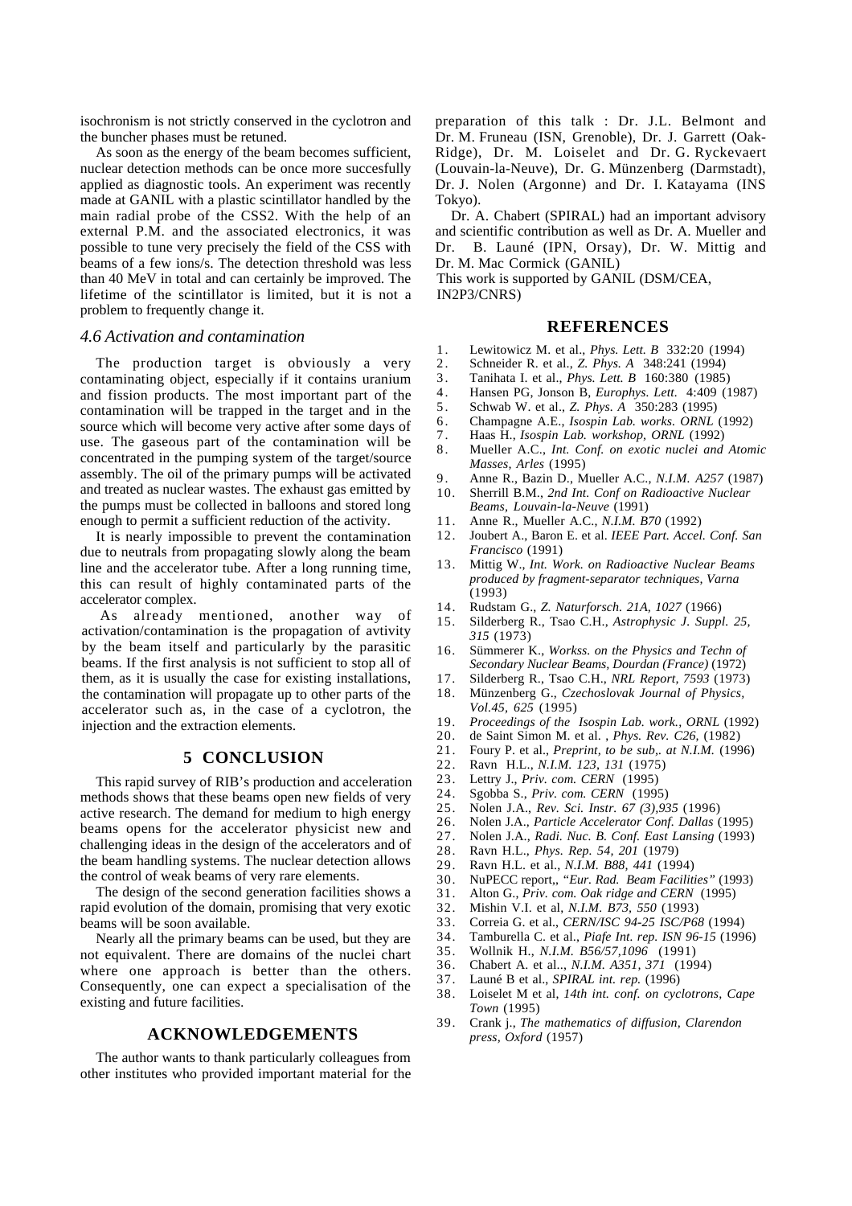isochronism is not strictly conserved in the cyclotron and the buncher phases must be retuned.

As soon as the energy of the beam becomes sufficient, nuclear detection methods can be once more succesfully applied as diagnostic tools. An experiment was recently made at GANIL with a plastic scintillator handled by the main radial probe of the CSS2. With the help of an external P.M. and the associated electronics, it was possible to tune very precisely the field of the CSS with beams of a few ions/s. The detection threshold was less than 40 MeV in total and can certainly be improved. The lifetime of the scintillator is limited, but it is not a problem to frequently change it.

### *4.6 Activation and contamination*

The production target is obviously a very contaminating object, especially if it contains uranium and fission products. The most important part of the contamination will be trapped in the target and in the source which will become very active after some days of use. The gaseous part of the contamination will be concentrated in the pumping system of the target/source assembly. The oil of the primary pumps will be activated and treated as nuclear wastes. The exhaust gas emitted by the pumps must be collected in balloons and stored long enough to permit a sufficient reduction of the activity.

It is nearly impossible to prevent the contamination due to neutrals from propagating slowly along the beam line and the accelerator tube. After a long running time, this can result of highly contaminated parts of the accelerator complex.

As already mentioned, another way of activation/contamination is the propagation of avtivity by the beam itself and particularly by the parasitic beams. If the first analysis is not sufficient to stop all of them, as it is usually the case for existing installations, the contamination will propagate up to other parts of the accelerator such as, in the case of a cyclotron, the injection and the extraction elements.

## 5 CONCLUSION

This rapid survey of RIB's production and acceleration methods shows that these beams open new fields of very active research. The demand for medium to high energy beams opens for the accelerator physicist new and challenging ideas in the design of the accelerators and of the beam handling systems. The nuclear detection allows the control of weak beams of very rare elements.

The design of the second generation facilities shows a rapid evolution of the domain, promising that very exotic beams will be soon available.

Nearly all the primary beams can be used, but they are not equivalent. There are domains of the nuclei chart where one approach is better than the others. Consequently, one can expect a specialisation of the existing and future facilities.

## ACKNOWLEDGEMENTS

The author wants to thank particularly colleagues from other institutes who provided important material for the preparation of this talk : Dr. J.L. Belmont and Dr. M. Fruneau (ISN, Grenoble), Dr. J. Garrett (Oak-Ridge), Dr. M. Loiselet and Dr. G. Ryckevaert (Louvain-la-Neuve), Dr. G. Münzenberg (Darmstadt), Dr. J. Nolen (Argonne) and Dr. I. Katayama (INS Tokyo).

Dr. A. Chabert (SPIRAL) had an important advisory and scientific contribution as well as Dr. A. Mueller and Dr. B. Launé (IPN, Orsay), Dr. W. Mittig and Dr. M. Mac Cormick (GANIL)

This work is supported by GANIL (DSM/CEA, IN2P3/CNRS)

## REFERENCES

1. Lewitowicz M. et al., *Phys. Lett. B* 332:20 (1994)
2. Schneider R. et al., *Z. Phys. A* 348:241 (1994)
3. Tanihata I. et al., *Phys. Lett. B* 160:380 (1985)
4. Hansen PG, Jonson B, *Europhys. Lett.* 4:409 (1987)
5. Schwab W. et al., *Z. Phys. A* 350:283 (1995)
6. Champagne A.E., *Isospin Lab. works. ORNL* (1992)
7. Haas H., *Isospin Lab. workshop, ORNL* (1992)
8. Mueller A.C., *Int. Conf. on exotic nuclei and Atomic Masses, Arles* (1995)
9. Anne R., Bazin D., Mueller A.C., *N.I.M. A257* (1987)
10. Sherrill B.M., *2nd Int. Conf on Radioactive Nuclear Beams, Louvain-la-Neuve* (1991)
11. Anne R., Mueller A.C., *N.I.M. B70* (1992)
12. Joubert A., Baron E. et al. *IEEE Part. Accel. Conf. San Francisco* (1991)
13. Mittig W., *Int. Work. on Radioactive Nuclear Beams produced by fragment-separator techniques, Varna* (1993)
14. Rudstam G., *Z. Naturforsch. 21A, 1027* (1966)
15. Silderberg R., Tsao C.H., *Astrophysic J. Suppl. 25, 315* (1973)
16. Sümmerer K., *Workss. on the Physics and Techn of Secondary Nuclear Beams, Dourdan (France)* (1972)
17. Silderberg R., Tsao C.H., *NRL Report, 7593* (1973)
18. Münzenberg G., *Czechoslovak Journal of Physics, Vol.45, 625* (1995)
19. *Proceedings of the Isospin Lab. work., ORNL* (1992)
20. de Saint Simon M. et al. , *Phys. Rev. C26,* (1982)
21. Foury P. et al., *Preprint, to be sub,. at N.I.M.* (1996)
22. Ravn H.L., *N.I.M. 123, 131* (1975)
23. Lettry J., *Priv. com. CERN* (1995)
24. Sgobba S., *Priv. com. CERN* (1995)
25. Nolen J.A., *Rev. Sci. Instr. 67 (3),935* (1996)
26. Nolen J.A., *Particle Accelerator Conf. Dallas* (1995)
27. Nolen J.A., *Radi. Nuc. B. Conf. East Lansing* (1993)
28. Ravn H.L., *Phys. Rep. 54, 201* (1979)
29. Ravn H.L. et al., *N.I.M. B88, 441* (1994)
30. NuPECC report,, *"Eur. Rad. Beam Facilities"* (1993)
31. Alton G., *Priv. com. Oak ridge and CERN* (1995)
32. Mishin V.I. et al, *N.I.M. B73, 550* (1993)
33. Correia G. et al., *CERN/ISC 94-25 ISC/P68* (1994)
34. Tamburella C. et al., *Piafe Int. rep. ISN 96-15* (1996)
35. Wollnik H., *N.I.M. B56/57,1096* (1991)
36. Chabert A. et al.., *N.I.M. A351, 371* (1994)
37. Launé B et al., *SPIRAL int. rep.* (1996)
38. Loiselet M et al, *14th int. conf. on cyclotrons, Cape Town* (1995)
39. Crank j., *The mathematics of diffusion, Clarendon press, Oxford* (1957)